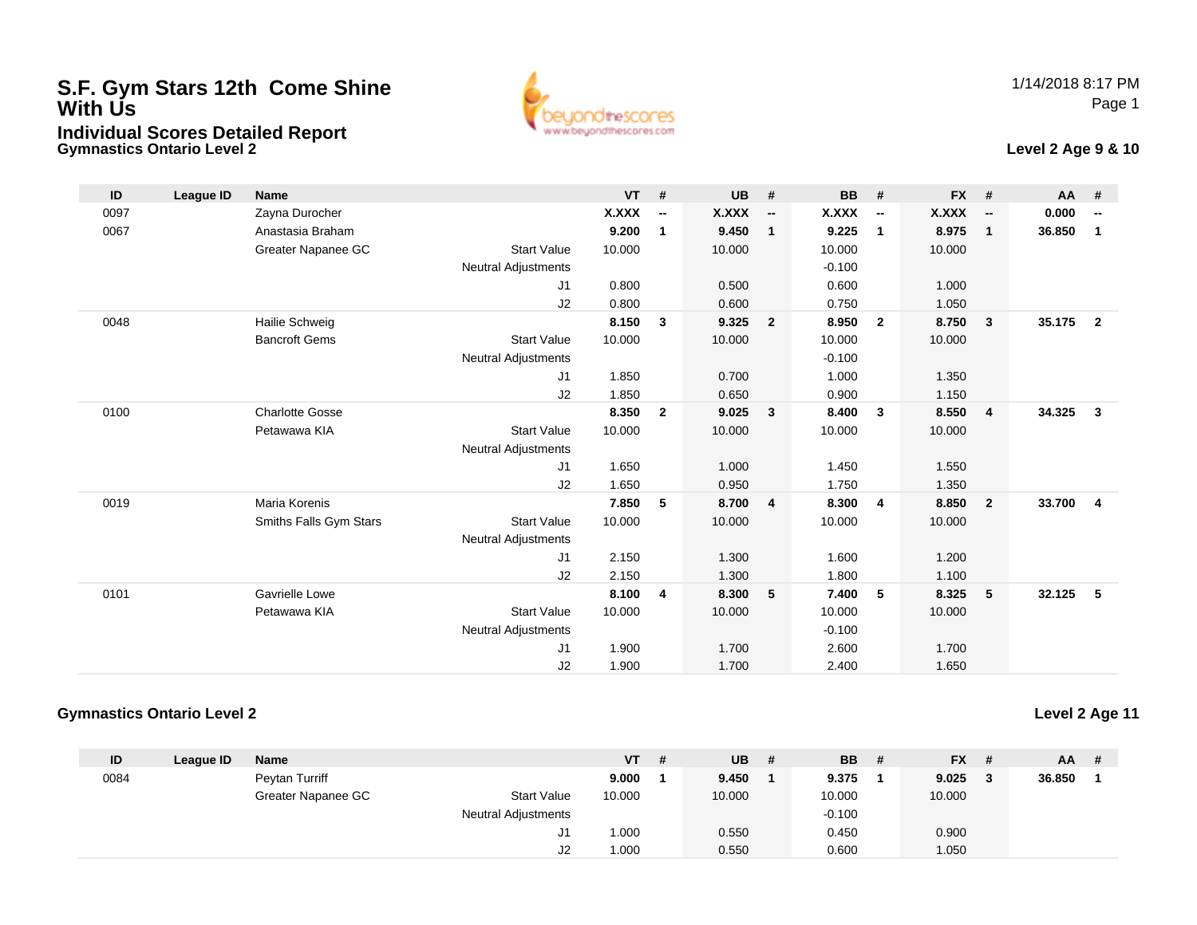# S.F. Gym Stars 12th Come Shine With Us

## Individual Scores Detailed Report

1/14/2018 8:17 PM

### Gymnastics Ontario Level 2

**Level 2 Age 9 & 10**

| ID | League ID | Name | | VT | # | UB | # | BB | # | FX | # | AA | # |
|---|---|---|---|---|---|---|---|---|---|---|---|---|---|
| 0097 | | Zayna Durocher | | **X.XXX** | **--** | **X.XXX** | **--** | **X.XXX** | **--** | **X.XXX** | **--** | **0.000** | **--** |
| 0067 | | Anastasia Braham | | **9.200** | **1** | **9.450** | **1** | **9.225** | **1** | **8.975** | **1** | **36.850** | **1** |
| | | Greater Napanee GC | Start Value | 10.000 | | 10.000 | | 10.000 | | 10.000 | | | |
| | | | Neutral Adjustments | | | | | -0.100 | | | | | |
| | | | J1 | 0.800 | | 0.500 | | 0.600 | | 1.000 | | | |
| | | | J2 | 0.800 | | 0.600 | | 0.750 | | 1.050 | | | |
| 0048 | | Hailie Schweig | | **8.150** | **3** | **9.325** | **2** | **8.950** | **2** | **8.750** | **3** | **35.175** | **2** |
| | | Bancroft Gems | Start Value | 10.000 | | 10.000 | | 10.000 | | 10.000 | | | |
| | | | Neutral Adjustments | | | | | -0.100 | | | | | |
| | | | J1 | 1.850 | | 0.700 | | 1.000 | | 1.350 | | | |
| | | | J2 | 1.850 | | 0.650 | | 0.900 | | 1.150 | | | |
| 0100 | | Charlotte Gosse | | **8.350** | **2** | **9.025** | **3** | **8.400** | **3** | **8.550** | **4** | **34.325** | **3** |
| | | Petawawa KIA | Start Value | 10.000 | | 10.000 | | 10.000 | | 10.000 | | | |
| | | | Neutral Adjustments | | | | | | | | | | |
| | | | J1 | 1.650 | | 1.000 | | 1.450 | | 1.550 | | | |
| | | | J2 | 1.650 | | 0.950 | | 1.750 | | 1.350 | | | |
| 0019 | | Maria Korenis | | **7.850** | **5** | **8.700** | **4** | **8.300** | **4** | **8.850** | **2** | **33.700** | **4** |
| | | Smiths Falls Gym Stars | Start Value | 10.000 | | 10.000 | | 10.000 | | 10.000 | | | |
| | | | Neutral Adjustments | | | | | | | | | | |
| | | | J1 | 2.150 | | 1.300 | | 1.600 | | 1.200 | | | |
| | | | J2 | 2.150 | | 1.300 | | 1.800 | | 1.100 | | | |
| 0101 | | Gavrielle Lowe | | **8.100** | **4** | **8.300** | **5** | **7.400** | **5** | **8.325** | **5** | **32.125** | **5** |
| | | Petawawa KIA | Start Value | 10.000 | | 10.000 | | 10.000 | | 10.000 | | | |
| | | | Neutral Adjustments | | | | | -0.100 | | | | | |
| | | | J1 | 1.900 | | 1.700 | | 2.600 | | 1.700 | | | |
| | | | J2 | 1.900 | | 1.700 | | 2.400 | | 1.650 | | | |

### Gymnastics Ontario Level 2

**Level 2 Age 11**

| ID | League ID | Name | | VT | # | UB | # | BB | # | FX | # | AA | # |
|---|---|---|---|---|---|---|---|---|---|---|---|---|---|
| 0084 | | Peytan Turriff | | **9.000** | **1** | **9.450** | **1** | **9.375** | **1** | **9.025** | **3** | **36.850** | **1** |
| | | Greater Napanee GC | Start Value | 10.000 | | 10.000 | | 10.000 | | 10.000 | | | |
| | | | Neutral Adjustments | | | | | -0.100 | | | | | |
| | | | J1 | 1.000 | | 0.550 | | 0.450 | | 0.900 | | | |
| | | | J2 | 1.000 | | 0.550 | | 0.600 | | 1.050 | | | |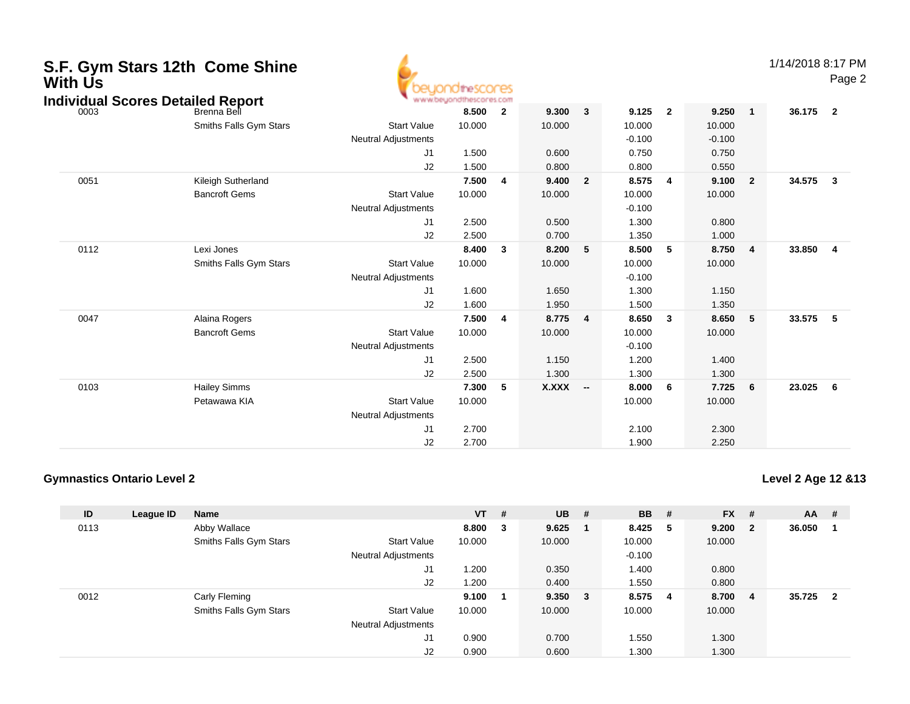# S.F. Gym Stars 12th Come Shine With Us

## Individual Scores Detailed Report

| ID | League ID | Name | | VT | # | UB | # | BB | # | FX | # | AA | # |
|---|---|---|---|---|---|---|---|---|---|---|---|---|---|
| 0003 | | Brenna Bell | | **8.500** | **2** | **9.300** | **3** | **9.125** | **2** | **9.250** | **1** | **36.175** | **2** |
| | | Smiths Falls Gym Stars | Start Value | 10.000 | | 10.000 | | 10.000 | | 10.000 | | | |
| | | | Neutral Adjustments | | | | | -0.100 | | -0.100 | | | |
| | | | J1 | 1.500 | | 0.600 | | 0.750 | | 0.750 | | | |
| | | | J2 | 1.500 | | 0.800 | | 0.800 | | 0.550 | | | |
| 0051 | | Kileigh Sutherland | | **7.500** | **4** | **9.400** | **2** | **8.575** | **4** | **9.100** | **2** | **34.575** | **3** |
| | | Bancroft Gems | Start Value | 10.000 | | 10.000 | | 10.000 | | 10.000 | | | |
| | | | Neutral Adjustments | | | | | -0.100 | | | | | |
| | | | J1 | 2.500 | | 0.500 | | 1.300 | | 0.800 | | | |
| | | | J2 | 2.500 | | 0.700 | | 1.350 | | 1.000 | | | |
| 0112 | | Lexi Jones | | **8.400** | **3** | **8.200** | **5** | **8.500** | **5** | **8.750** | **4** | **33.850** | **4** |
| | | Smiths Falls Gym Stars | Start Value | 10.000 | | 10.000 | | 10.000 | | 10.000 | | | |
| | | | Neutral Adjustments | | | | | -0.100 | | | | | |
| | | | J1 | 1.600 | | 1.650 | | 1.300 | | 1.150 | | | |
| | | | J2 | 1.600 | | 1.950 | | 1.500 | | 1.350 | | | |
| 0047 | | Alaina Rogers | | **7.500** | **4** | **8.775** | **4** | **8.650** | **3** | **8.650** | **5** | **33.575** | **5** |
| | | Bancroft Gems | Start Value | 10.000 | | 10.000 | | 10.000 | | 10.000 | | | |
| | | | Neutral Adjustments | | | | | -0.100 | | | | | |
| | | | J1 | 2.500 | | 1.150 | | 1.200 | | 1.400 | | | |
| | | | J2 | 2.500 | | 1.300 | | 1.300 | | 1.300 | | | |
| 0103 | | Hailey Simms | | **7.300** | **5** | **X.XXX** | **--** | **8.000** | **6** | **7.725** | **6** | **23.025** | **6** |
| | | Petawawa KIA | Start Value | 10.000 | | | | 10.000 | | 10.000 | | | |
| | | | Neutral Adjustments | | | | | | | | | | |
| | | | J1 | 2.700 | | | | 2.100 | | 2.300 | | | |
| | | | J2 | 2.700 | | | | 1.900 | | 2.250 | | | |

### Gymnastics Ontario Level 2

### Level 2 Age 12 &13

| ID | League ID | Name | | VT | # | UB | # | BB | # | FX | # | AA | # |
|---|---|---|---|---|---|---|---|---|---|---|---|---|---|
| 0113 | | Abby Wallace | | **8.800** | **3** | **9.625** | **1** | **8.425** | **5** | **9.200** | **2** | **36.050** | **1** |
| | | Smiths Falls Gym Stars | Start Value | 10.000 | | 10.000 | | 10.000 | | 10.000 | | | |
| | | | Neutral Adjustments | | | | | -0.100 | | | | | |
| | | | J1 | 1.200 | | 0.350 | | 1.400 | | 0.800 | | | |
| | | | J2 | 1.200 | | 0.400 | | 1.550 | | 0.800 | | | |
| 0012 | | Carly Fleming | | **9.100** | **1** | **9.350** | **3** | **8.575** | **4** | **8.700** | **4** | **35.725** | **2** |
| | | Smiths Falls Gym Stars | Start Value | 10.000 | | 10.000 | | 10.000 | | 10.000 | | | |
| | | | Neutral Adjustments | | | | | | | | | | |
| | | | J1 | 0.900 | | 0.700 | | 1.550 | | 1.300 | | | |
| | | | J2 | 0.900 | | 0.600 | | 1.300 | | 1.300 | | | |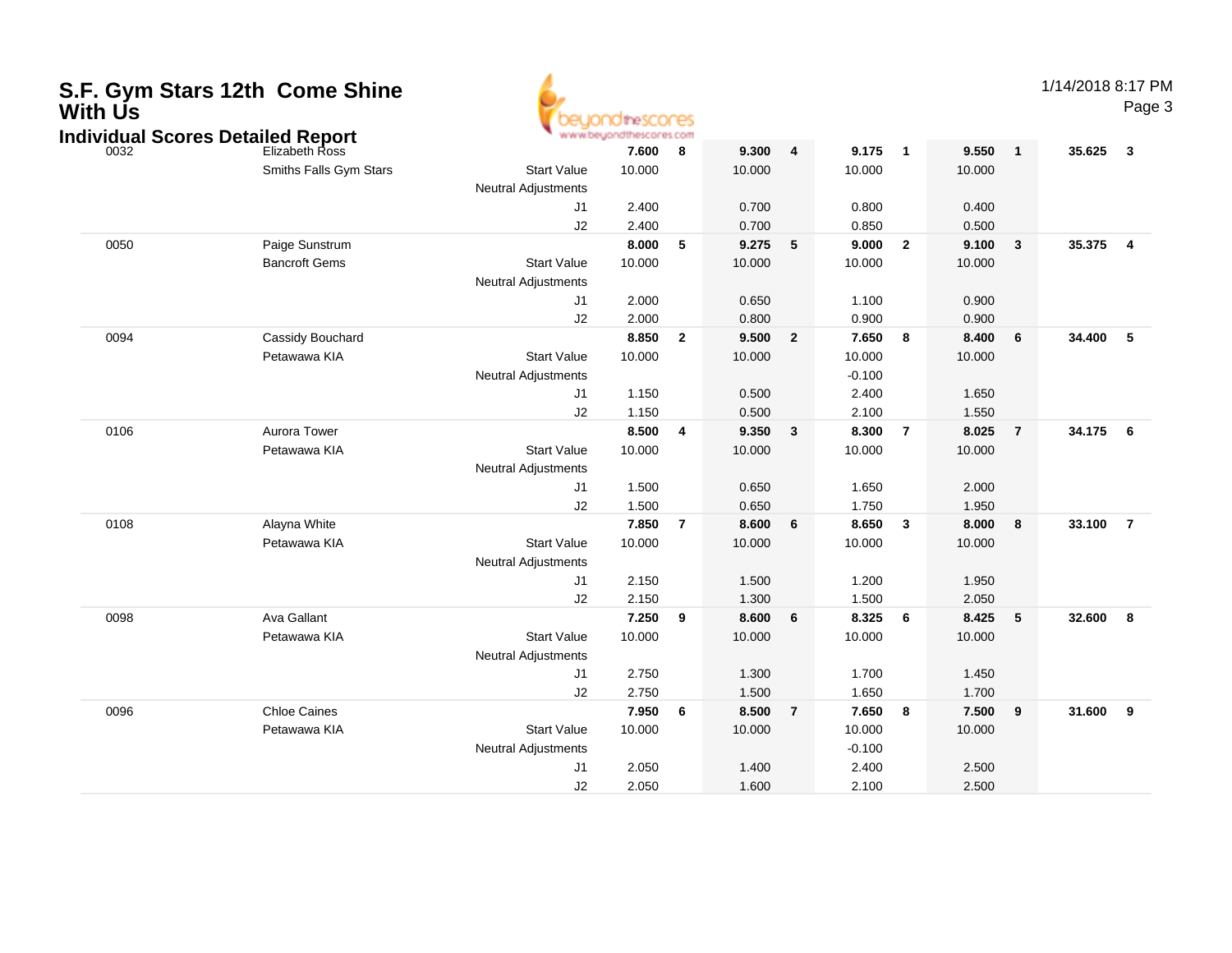# S.F. Gym Stars 12th Come Shine With Us

## Individual Scores Detailed Report

1/14/2018 8:17 PM

| | | | | | | | | | | | | |
|---|---|---|---|---|---|---|---|---|---|---|---|---|
| 0032 | Elizabeth Ross | | 7.600 | 8 | 9.300 | 4 | 9.175 | 1 | 9.550 | 1 | 35.625 | 3 |
| | Smiths Falls Gym Stars | Start Value | 10.000 | | 10.000 | | 10.000 | | 10.000 | | | |
| | | Neutral Adjustments | | | | | | | | | | |
| | | J1 | 2.400 | | 0.700 | | 0.800 | | 0.400 | | | |
| | | J2 | 2.400 | | 0.700 | | 0.850 | | 0.500 | | | |
| 0050 | Paige Sunstrum | | 8.000 | 5 | 9.275 | 5 | 9.000 | 2 | 9.100 | 3 | 35.375 | 4 |
| | Bancroft Gems | Start Value | 10.000 | | 10.000 | | 10.000 | | 10.000 | | | |
| | | Neutral Adjustments | | | | | | | | | | |
| | | J1 | 2.000 | | 0.650 | | 1.100 | | 0.900 | | | |
| | | J2 | 2.000 | | 0.800 | | 0.900 | | 0.900 | | | |
| 0094 | Cassidy Bouchard | | 8.850 | 2 | 9.500 | 2 | 7.650 | 8 | 8.400 | 6 | 34.400 | 5 |
| | Petawawa KIA | Start Value | 10.000 | | 10.000 | | 10.000 | | 10.000 | | | |
| | | Neutral Adjustments | | | | | -0.100 | | | | | |
| | | J1 | 1.150 | | 0.500 | | 2.400 | | 1.650 | | | |
| | | J2 | 1.150 | | 0.500 | | 2.100 | | 1.550 | | | |
| 0106 | Aurora Tower | | 8.500 | 4 | 9.350 | 3 | 8.300 | 7 | 8.025 | 7 | 34.175 | 6 |
| | Petawawa KIA | Start Value | 10.000 | | 10.000 | | 10.000 | | 10.000 | | | |
| | | Neutral Adjustments | | | | | | | | | | |
| | | J1 | 1.500 | | 0.650 | | 1.650 | | 2.000 | | | |
| | | J2 | 1.500 | | 0.650 | | 1.750 | | 1.950 | | | |
| 0108 | Alayna White | | 7.850 | 7 | 8.600 | 6 | 8.650 | 3 | 8.000 | 8 | 33.100 | 7 |
| | Petawawa KIA | Start Value | 10.000 | | 10.000 | | 10.000 | | 10.000 | | | |
| | | Neutral Adjustments | | | | | | | | | | |
| | | J1 | 2.150 | | 1.500 | | 1.200 | | 1.950 | | | |
| | | J2 | 2.150 | | 1.300 | | 1.500 | | 2.050 | | | |
| 0098 | Ava Gallant | | 7.250 | 9 | 8.600 | 6 | 8.325 | 6 | 8.425 | 5 | 32.600 | 8 |
| | Petawawa KIA | Start Value | 10.000 | | 10.000 | | 10.000 | | 10.000 | | | |
| | | Neutral Adjustments | | | | | | | | | | |
| | | J1 | 2.750 | | 1.300 | | 1.700 | | 1.450 | | | |
| | | J2 | 2.750 | | 1.500 | | 1.650 | | 1.700 | | | |
| 0096 | Chloe Caines | | 7.950 | 6 | 8.500 | 7 | 7.650 | 8 | 7.500 | 9 | 31.600 | 9 |
| | Petawawa KIA | Start Value | 10.000 | | 10.000 | | 10.000 | | 10.000 | | | |
| | | Neutral Adjustments | | | | | -0.100 | | | | | |
| | | J1 | 2.050 | | 1.400 | | 2.400 | | 2.500 | | | |
| | | J2 | 2.050 | | 1.600 | | 2.100 | | 2.500 | | | |